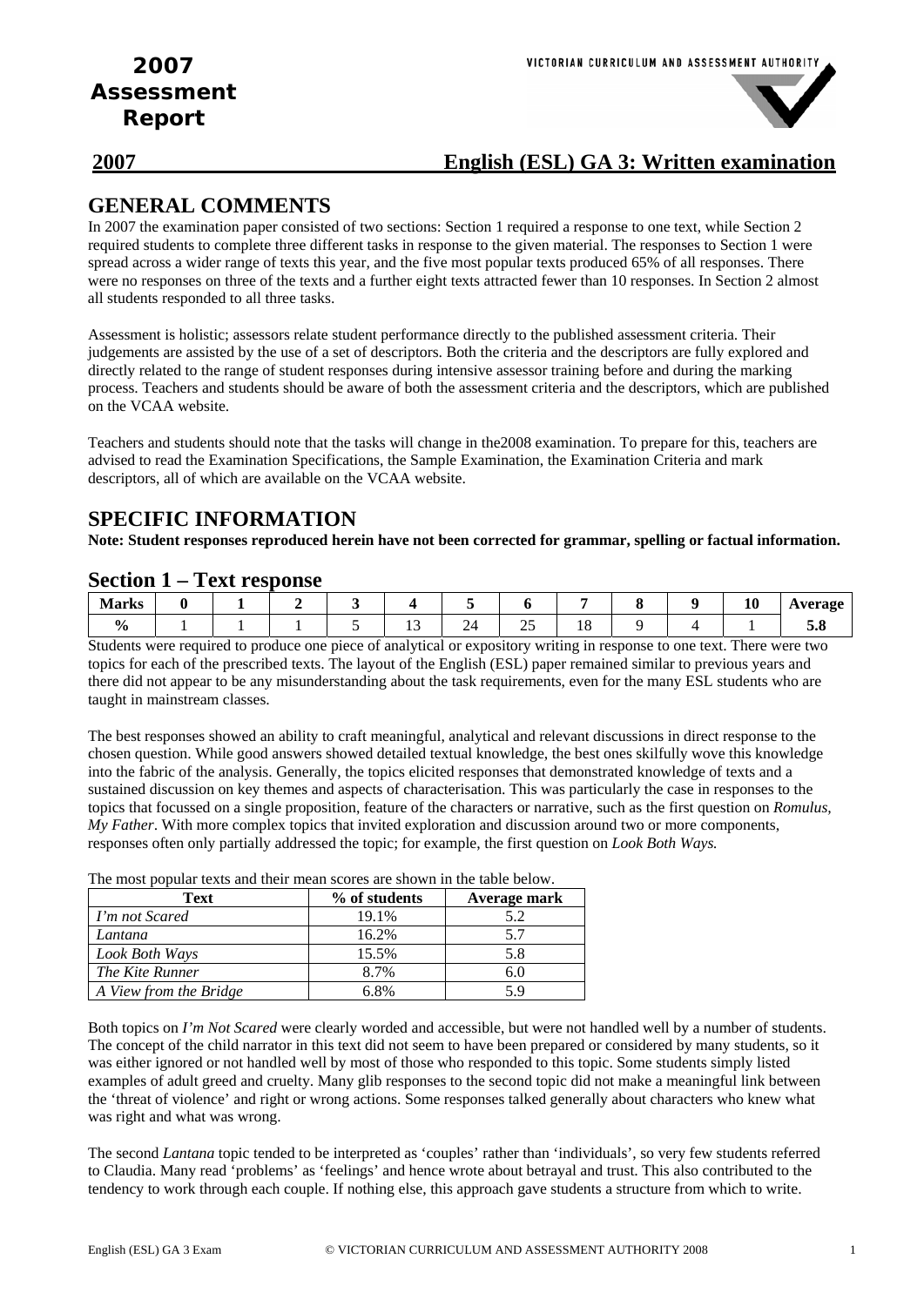# 2007 Assessment Report

VICTORIAN CURRICULUM AND ASSESSMENT AUTHORITY

## 2007 English (ESL) GA 3: Written examination

## GENERAL COMMENTS

In 2007 the examination paper consisted of two sections: Section 1 required a response to one text, while Section 2 required students to complete three different tasks in response to the given material. The responses to Section 1 were spread across a wider range of texts this year, and the five most popular texts produced 65% of all responses. There were no responses on three of the texts and a further eight texts attracted fewer than 10 responses. In Section 2 almost all students responded to all three tasks.

Assessment is holistic; assessors relate student performance directly to the published assessment criteria. Their judgements are assisted by the use of a set of descriptors. Both the criteria and the descriptors are fully explored and directly related to the range of student responses during intensive assessor training before and during the marking process. Teachers and students should be aware of both the assessment criteria and the descriptors, which are published on the VCAA website.

Teachers and students should note that the tasks will change in the2008 examination. To prepare for this, teachers are advised to read the Examination Specifications, the Sample Examination, the Examination Criteria and mark descriptors, all of which are available on the VCAA website.

## SPECIFIC INFORMATION

**Note: Student responses reproduced herein have not been corrected for grammar, spelling or factual information.**

### Section 1 – Text response

| Marks | 0 | 1 | 2 | 3 | 4 | 5 | 6 | 7 | 8 | 9 | 10 | Average |
|---|---|---|---|---|---|---|---|---|---|---|---|---|
| % | 1 | 1 | 1 | 5 | 13 | 24 | 25 | 18 | 9 | 4 | 1 | 5.8 |

Students were required to produce one piece of analytical or expository writing in response to one text. There were two topics for each of the prescribed texts. The layout of the English (ESL) paper remained similar to previous years and there did not appear to be any misunderstanding about the task requirements, even for the many ESL students who are taught in mainstream classes.

The best responses showed an ability to craft meaningful, analytical and relevant discussions in direct response to the chosen question. While good answers showed detailed textual knowledge, the best ones skilfully wove this knowledge into the fabric of the analysis. Generally, the topics elicited responses that demonstrated knowledge of texts and a sustained discussion on key themes and aspects of characterisation. This was particularly the case in responses to the topics that focussed on a single proposition, feature of the characters or narrative, such as the first question on *Romulus, My Father*. With more complex topics that invited exploration and discussion around two or more components, responses often only partially addressed the topic; for example, the first question on *Look Both Ways.*

The most popular texts and their mean scores are shown in the table below.

| Text | % of students | Average mark |
|---|---|---|
| *I'm not Scared* | 19.1% | 5.2 |
| *Lantana* | 16.2% | 5.7 |
| *Look Both Ways* | 15.5% | 5.8 |
| *The Kite Runner* | 8.7% | 6.0 |
| *A View from the Bridge* | 6.8% | 5.9 |

Both topics on *I'm Not Scared* were clearly worded and accessible, but were not handled well by a number of students. The concept of the child narrator in this text did not seem to have been prepared or considered by many students, so it was either ignored or not handled well by most of those who responded to this topic. Some students simply listed examples of adult greed and cruelty. Many glib responses to the second topic did not make a meaningful link between the 'threat of violence' and right or wrong actions. Some responses talked generally about characters who knew what was right and what was wrong.

The second *Lantana* topic tended to be interpreted as 'couples' rather than 'individuals', so very few students referred to Claudia. Many read 'problems' as 'feelings' and hence wrote about betrayal and trust. This also contributed to the tendency to work through each couple. If nothing else, this approach gave students a structure from which to write.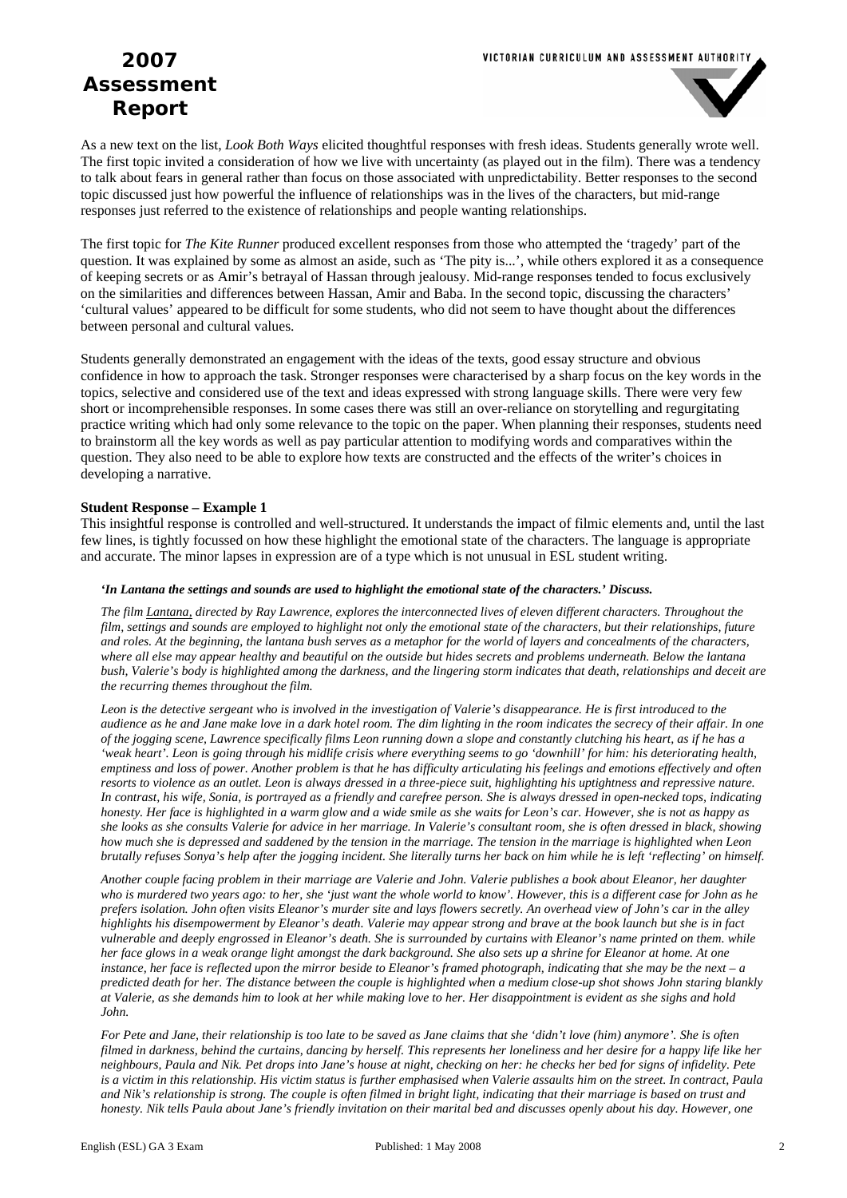As a new text on the list, *Look Both Ways* elicited thoughtful responses with fresh ideas. Students generally wrote well. The first topic invited a consideration of how we live with uncertainty (as played out in the film). There was a tendency to talk about fears in general rather than focus on those associated with unpredictability. Better responses to the second topic discussed just how powerful the influence of relationships was in the lives of the characters, but mid-range responses just referred to the existence of relationships and people wanting relationships.

The first topic for *The Kite Runner* produced excellent responses from those who attempted the 'tragedy' part of the question. It was explained by some as almost an aside, such as 'The pity is...', while others explored it as a consequence of keeping secrets or as Amir's betrayal of Hassan through jealousy. Mid-range responses tended to focus exclusively on the similarities and differences between Hassan, Amir and Baba. In the second topic, discussing the characters' 'cultural values' appeared to be difficult for some students, who did not seem to have thought about the differences between personal and cultural values.

Students generally demonstrated an engagement with the ideas of the texts, good essay structure and obvious confidence in how to approach the task. Stronger responses were characterised by a sharp focus on the key words in the topics, selective and considered use of the text and ideas expressed with strong language skills. There were very few short or incomprehensible responses. In some cases there was still an over-reliance on storytelling and regurgitating practice writing which had only some relevance to the topic on the paper. When planning their responses, students need to brainstorm all the key words as well as pay particular attention to modifying words and comparatives within the question. They also need to be able to explore how texts are constructed and the effects of the writer's choices in developing a narrative.

**Student Response – Example 1**

This insightful response is controlled and well-structured. It understands the impact of filmic elements and, until the last few lines, is tightly focussed on how these highlight the emotional state of the characters. The language is appropriate and accurate. The minor lapses in expression are of a type which is not unusual in ESL student writing.

***'In Lantana the settings and sounds are used to highlight the emotional state of the characters.' Discuss.***

*The film Lantana, directed by Ray Lawrence, explores the interconnected lives of eleven different characters. Throughout the film, settings and sounds are employed to highlight not only the emotional state of the characters, but their relationships, future and roles. At the beginning, the lantana bush serves as a metaphor for the world of layers and concealments of the characters, where all else may appear healthy and beautiful on the outside but hides secrets and problems underneath. Below the lantana bush, Valerie's body is highlighted among the darkness, and the lingering storm indicates that death, relationships and deceit are the recurring themes throughout the film.*

*Leon is the detective sergeant who is involved in the investigation of Valerie's disappearance. He is first introduced to the audience as he and Jane make love in a dark hotel room. The dim lighting in the room indicates the secrecy of their affair. In one of the jogging scene, Lawrence specifically films Leon running down a slope and constantly clutching his heart, as if he has a 'weak heart'. Leon is going through his midlife crisis where everything seems to go 'downhill' for him: his deteriorating health, emptiness and loss of power. Another problem is that he has difficulty articulating his feelings and emotions effectively and often resorts to violence as an outlet. Leon is always dressed in a three-piece suit, highlighting his uptightness and repressive nature. In contrast, his wife, Sonia, is portrayed as a friendly and carefree person. She is always dressed in open-necked tops, indicating honesty. Her face is highlighted in a warm glow and a wide smile as she waits for Leon's car. However, she is not as happy as she looks as she consults Valerie for advice in her marriage. In Valerie's consultant room, she is often dressed in black, showing how much she is depressed and saddened by the tension in the marriage. The tension in the marriage is highlighted when Leon brutally refuses Sonya's help after the jogging incident. She literally turns her back on him while he is left 'reflecting' on himself.*

*Another couple facing problem in their marriage are Valerie and John. Valerie publishes a book about Eleanor, her daughter who is murdered two years ago: to her, she 'just want the whole world to know'. However, this is a different case for John as he prefers isolation. John often visits Eleanor's murder site and lays flowers secretly. An overhead view of John's car in the alley highlights his disempowerment by Eleanor's death. Valerie may appear strong and brave at the book launch but she is in fact vulnerable and deeply engrossed in Eleanor's death. She is surrounded by curtains with Eleanor's name printed on them. while her face glows in a weak orange light amongst the dark background. She also sets up a shrine for Eleanor at home. At one instance, her face is reflected upon the mirror beside to Eleanor's framed photograph, indicating that she may be the next – a predicted death for her. The distance between the couple is highlighted when a medium close-up shot shows John staring blankly at Valerie, as she demands him to look at her while making love to her. Her disappointment is evident as she sighs and hold John.*

*For Pete and Jane, their relationship is too late to be saved as Jane claims that she 'didn't love (him) anymore'. She is often filmed in darkness, behind the curtains, dancing by herself. This represents her loneliness and her desire for a happy life like her neighbours, Paula and Nik. Pet drops into Jane's house at night, checking on her: he checks her bed for signs of infidelity. Pete is a victim in this relationship. His victim status is further emphasised when Valerie assaults him on the street. In contract, Paula and Nik's relationship is strong. The couple is often filmed in bright light, indicating that their marriage is based on trust and honesty. Nik tells Paula about Jane's friendly invitation on their marital bed and discusses openly about his day. However, one*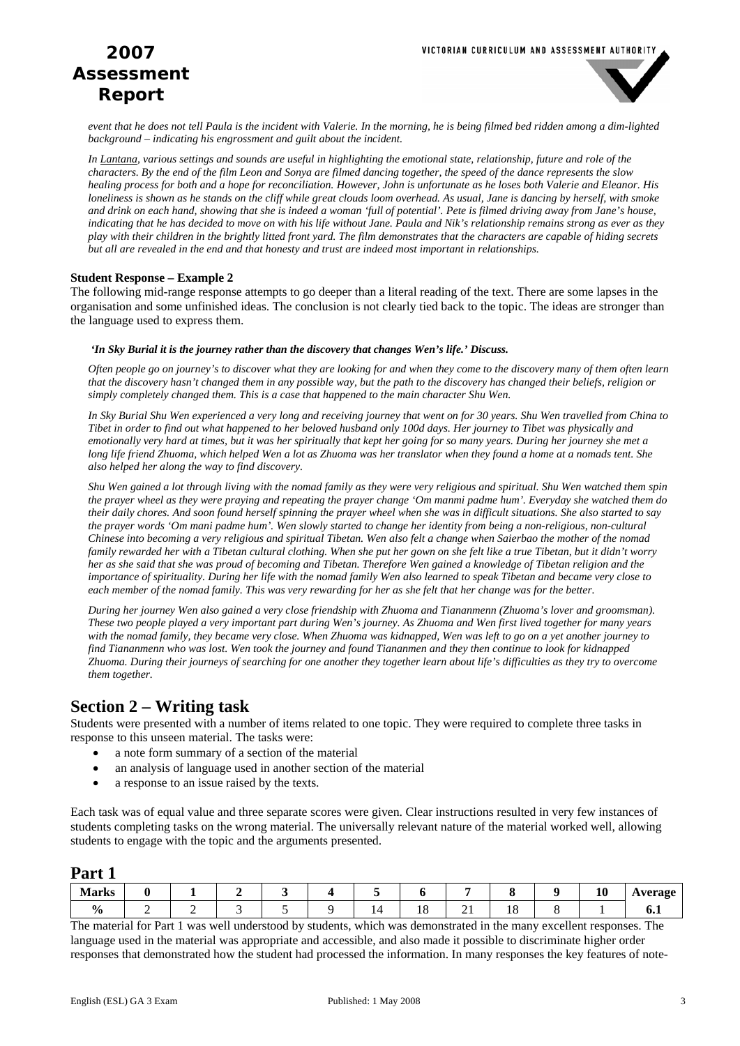*event that he does not tell Paula is the incident with Valerie. In the morning, he is being filmed bed ridden among a dim-lighted background – indicating his engrossment and guilt about the incident.*

*In Lantana, various settings and sounds are useful in highlighting the emotional state, relationship, future and role of the characters. By the end of the film Leon and Sonya are filmed dancing together, the speed of the dance represents the slow healing process for both and a hope for reconciliation. However, John is unfortunate as he loses both Valerie and Eleanor. His loneliness is shown as he stands on the cliff while great clouds loom overhead. As usual, Jane is dancing by herself, with smoke and drink on each hand, showing that she is indeed a woman 'full of potential'. Pete is filmed driving away from Jane's house, indicating that he has decided to move on with his life without Jane. Paula and Nik's relationship remains strong as ever as they play with their children in the brightly litted front yard. The film demonstrates that the characters are capable of hiding secrets but all are revealed in the end and that honesty and trust are indeed most important in relationships.*

**Student Response – Example 2**

The following mid-range response attempts to go deeper than a literal reading of the text. There are some lapses in the organisation and some unfinished ideas. The conclusion is not clearly tied back to the topic. The ideas are stronger than the language used to express them.

***'In Sky Burial it is the journey rather than the discovery that changes Wen's life.' Discuss.***

*Often people go on journey's to discover what they are looking for and when they come to the discovery many of them often learn that the discovery hasn't changed them in any possible way, but the path to the discovery has changed their beliefs, religion or simply completely changed them. This is a case that happened to the main character Shu Wen.*

*In Sky Burial Shu Wen experienced a very long and receiving journey that went on for 30 years. Shu Wen travelled from China to Tibet in order to find out what happened to her beloved husband only 100d days. Her journey to Tibet was physically and emotionally very hard at times, but it was her spiritually that kept her going for so many years. During her journey she met a long life friend Zhuoma, which helped Wen a lot as Zhuoma was her translator when they found a home at a nomads tent. She also helped her along the way to find discovery.*

*Shu Wen gained a lot through living with the nomad family as they were very religious and spiritual. Shu Wen watched them spin the prayer wheel as they were praying and repeating the prayer change 'Om manmi padme hum'. Everyday she watched them do their daily chores. And soon found herself spinning the prayer wheel when she was in difficult situations. She also started to say the prayer words 'Om mani padme hum'. Wen slowly started to change her identity from being a non-religious, non-cultural Chinese into becoming a very religious and spiritual Tibetan. Wen also felt a change when Saierbao the mother of the nomad family rewarded her with a Tibetan cultural clothing. When she put her gown on she felt like a true Tibetan, but it didn't worry her as she said that she was proud of becoming and Tibetan. Therefore Wen gained a knowledge of Tibetan religion and the importance of spirituality. During her life with the nomad family Wen also learned to speak Tibetan and became very close to each member of the nomad family. This was very rewarding for her as she felt that her change was for the better.*

*During her journey Wen also gained a very close friendship with Zhuoma and Tiananmenn (Zhuoma's lover and groomsman). These two people played a very important part during Wen's journey. As Zhuoma and Wen first lived together for many years with the nomad family, they became very close. When Zhuoma was kidnapped, Wen was left to go on a yet another journey to find Tiananmenn who was lost. Wen took the journey and found Tiananmen and they then continue to look for kidnapped Zhuoma. During their journeys of searching for one another they together learn about life's difficulties as they try to overcome them together.*

## Section 2 – Writing task

Students were presented with a number of items related to one topic. They were required to complete three tasks in response to this unseen material. The tasks were:

- a note form summary of a section of the material
- an analysis of language used in another section of the material
- a response to an issue raised by the texts.

Each task was of equal value and three separate scores were given. Clear instructions resulted in very few instances of students completing tasks on the wrong material. The universally relevant nature of the material worked well, allowing students to engage with the topic and the arguments presented.

## Part 1

| Marks | 0 | 1 | 2 | 3 | 4 | 5 | 6 | 7 | 8 | 9 | 10 | Average |
|---|---|---|---|---|---|---|---|---|---|---|---|---|
| % | 2 | 2 | 3 | 5 | 9 | 14 | 18 | 21 | 18 | 8 | 1 | 6.1 |

The material for Part 1 was well understood by students, which was demonstrated in the many excellent responses. The language used in the material was appropriate and accessible, and also made it possible to discriminate higher order responses that demonstrated how the student had processed the information. In many responses the key features of note-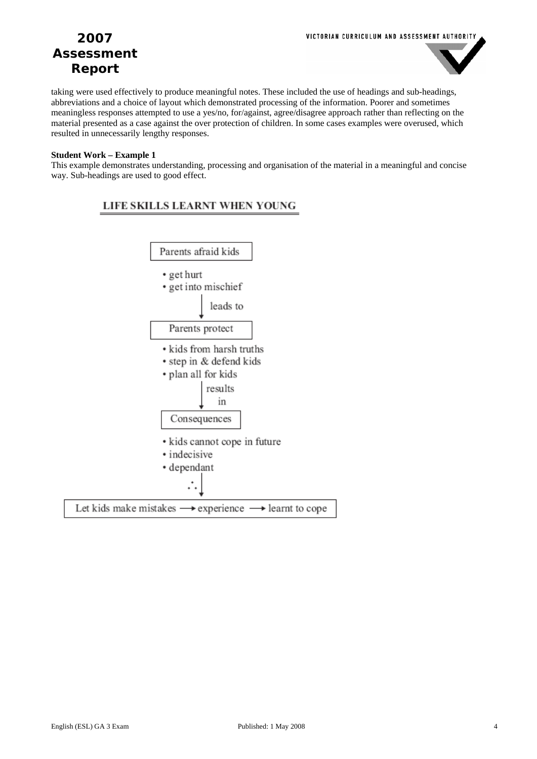taking were used effectively to produce meaningful notes. These included the use of headings and sub-headings, abbreviations and a choice of layout which demonstrated processing of the information. Poorer and sometimes meaningless responses attempted to use a yes/no, for/against, agree/disagree approach rather than reflecting on the material presented as a case against the over protection of children. In some cases examples were overused, which resulted in unnecessarily lengthy responses.

**Student Work – Example 1**

This example demonstrates understanding, processing and organisation of the material in a meaningful and concise way. Sub-headings are used to good effect.

**LIFE SKILLS LEARNT WHEN YOUNG**

Parents afraid kids

- get hurt
- get into mischief

↓ leads to

Parents protect

- kids from harsh truths
- step in & defend kids
- plan all for kids

↓ results in

Consequences

- kids cannot cope in future
- indecisive
- dependant

∴ ↓

Let kids make mistakes → experience → learnt to cope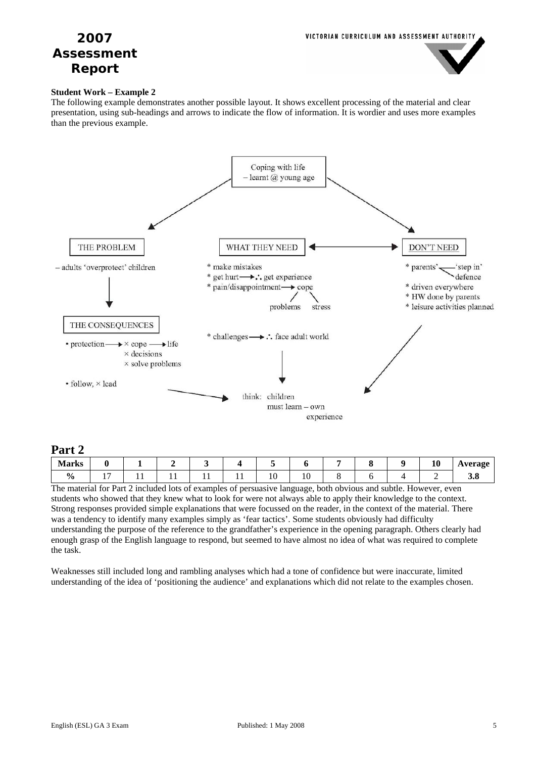### Student Work – Example 2

The following example demonstrates another possible layout. It shows excellent processing of the material and clear presentation, using sub-headings and arrows to indicate the flow of information. It is wordier and uses more examples than the previous example.

Coping with life
– learnt @ young age

THE PROBLEM

– adults 'overprotect' children

THE CONSEQUENCES

• protection → × cope → life
× decisions
× solve problems

• follow, × lead

WHAT THEY NEED

* make mistakes
* get hurt → ∴ get experience
* pain/disappointment → cope
problems stress

* challenges → ∴ face adult world

DON'T NEED

* parents' — 'step in'
defence
* driven everywhere
* HW done by parents
* leisure activities planned

think: children
must learn – own
experience

## Part 2

| Marks | 0 | 1 | 2 | 3 | 4 | 5 | 6 | 7 | 8 | 9 | 10 | Average |
|---|---|---|---|---|---|---|---|---|---|---|---|---|
| % | 17 | 11 | 11 | 11 | 11 | 10 | 10 | 8 | 6 | 4 | 2 | 3.8 |

The material for Part 2 included lots of examples of persuasive language, both obvious and subtle. However, even students who showed that they knew what to look for were not always able to apply their knowledge to the context. Strong responses provided simple explanations that were focussed on the reader, in the context of the material. There was a tendency to identify many examples simply as 'fear tactics'. Some students obviously had difficulty understanding the purpose of the reference to the grandfather's experience in the opening paragraph. Others clearly had enough grasp of the English language to respond, but seemed to have almost no idea of what was required to complete the task.

Weaknesses still included long and rambling analyses which had a tone of confidence but were inaccurate, limited understanding of the idea of 'positioning the audience' and explanations which did not relate to the examples chosen.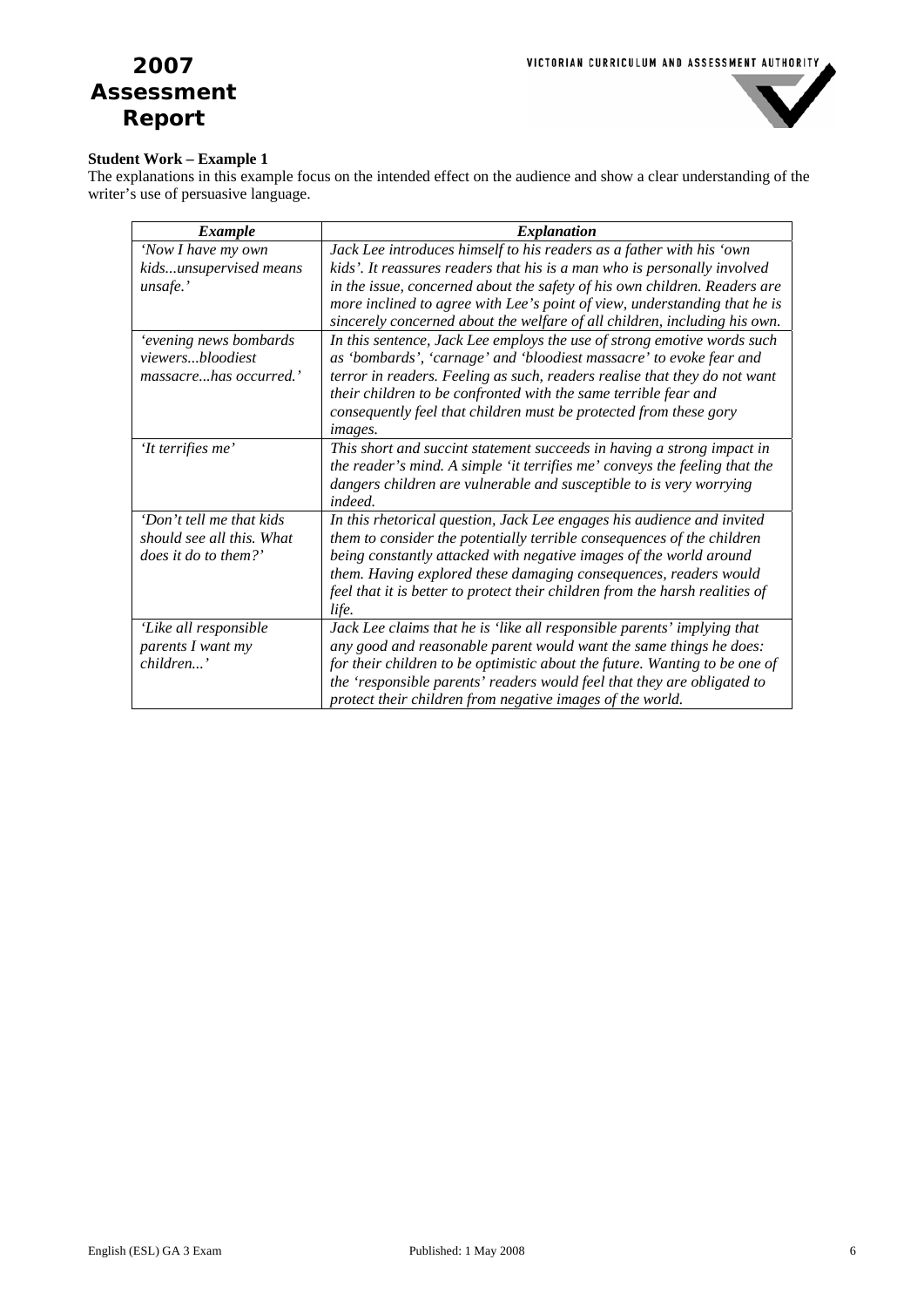**Student Work – Example 1**

The explanations in this example focus on the intended effect on the audience and show a clear understanding of the writer's use of persuasive language.

| *Example* | *Explanation* |
|---|---|
| *'Now I have my own kids...unsupervised means unsafe.'* | *Jack Lee introduces himself to his readers as a father with his 'own kids'. It reassures readers that his is a man who is personally involved in the issue, concerned about the safety of his own children. Readers are more inclined to agree with Lee's point of view, understanding that he is sincerely concerned about the welfare of all children, including his own.* |
| *'evening news bombards viewers...bloodiest massacre...has occurred.'* | *In this sentence, Jack Lee employs the use of strong emotive words such as 'bombards', 'carnage' and 'bloodiest massacre' to evoke fear and terror in readers. Feeling as such, readers realise that they do not want their children to be confronted with the same terrible fear and consequently feel that children must be protected from these gory images.* |
| *'It terrifies me'* | *This short and succint statement succeeds in having a strong impact in the reader's mind. A simple 'it terrifies me' conveys the feeling that the dangers children are vulnerable and susceptible to is very worrying indeed.* |
| *'Don't tell me that kids should see all this. What does it do to them?'* | *In this rhetorical question, Jack Lee engages his audience and invited them to consider the potentially terrible consequences of the children being constantly attacked with negative images of the world around them. Having explored these damaging consequences, readers would feel that it is better to protect their children from the harsh realities of life.* |
| *'Like all responsible parents I want my children...'* | *Jack Lee claims that he is 'like all responsible parents' implying that any good and reasonable parent would want the same things he does: for their children to be optimistic about the future. Wanting to be one of the 'responsible parents' readers would feel that they are obligated to protect their children from negative images of the world.* |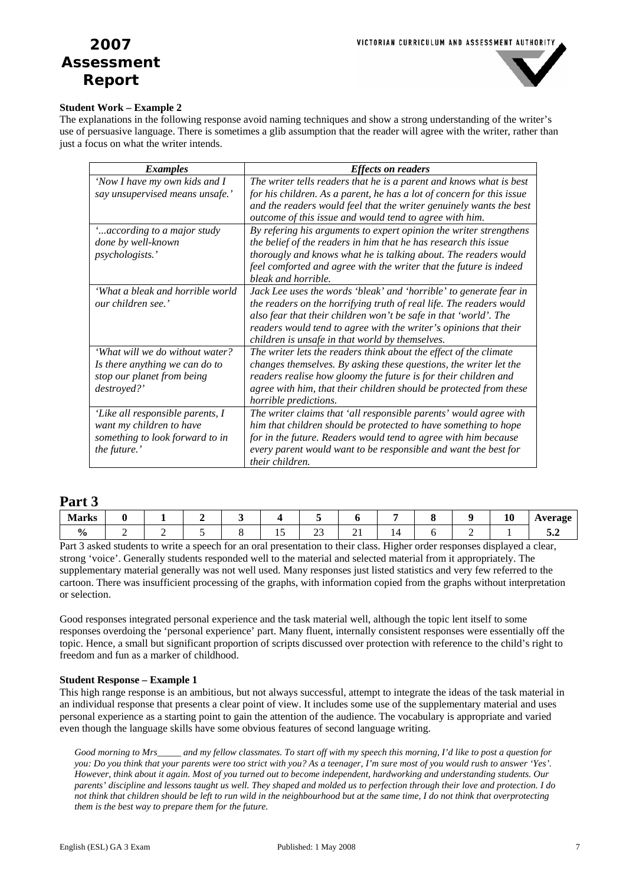**Student Work – Example 2**

The explanations in the following response avoid naming techniques and show a strong understanding of the writer's use of persuasive language. There is sometimes a glib assumption that the reader will agree with the writer, rather than just a focus on what the writer intends.

| *Examples* | *Effects on readers* |
|---|---|
| *'Now I have my own kids and I say unsupervised means unsafe.'* | *The writer tells readers that he is a parent and knows what is best for his children. As a parent, he has a lot of concern for this issue and the readers would feel that the writer genuinely wants the best outcome of this issue and would tend to agree with him.* |
| *'...according to a major study done by well-known psychologists.'* | *By refering his arguments to expert opinion the writer strengthens the belief of the readers in him that he has research this issue thorougly and knows what he is talking about. The readers would feel comforted and agree with the writer that the future is indeed bleak and horrible.* |
| *'What a bleak and horrible world our children see.'* | *Jack Lee uses the words 'bleak' and 'horrible' to generate fear in the readers on the horrifying truth of real life. The readers would also fear that their children won't be safe in that 'world'. The readers would tend to agree with the writer's opinions that their children is unsafe in that world by themselves.* |
| *'What will we do without water? Is there anything we can do to stop our planet from being destroyed?'* | *The writer lets the readers think about the effect of the climate changes themselves. By asking these questions, the writer let the readers realise how gloomy the future is for their children and agree with him, that their children should be protected from these horrible predictions.* |
| *'Like all responsible parents, I want my children to have something to look forward to in the future.'* | *The writer claims that 'all responsible parents' would agree with him that children should be protected to have something to hope for in the future. Readers would tend to agree with him because every parent would want to be responsible and want the best for their children.* |

## Part 3

| Marks | 0 | 1 | 2 | 3 | 4 | 5 | 6 | 7 | 8 | 9 | 10 | Average |
|---|---|---|---|---|---|---|---|---|---|---|---|---|
| % | 2 | 2 | 5 | 8 | 15 | 23 | 21 | 14 | 6 | 2 | 1 | 5.2 |

Part 3 asked students to write a speech for an oral presentation to their class. Higher order responses displayed a clear, strong 'voice'. Generally students responded well to the material and selected material from it appropriately. The supplementary material generally was not well used. Many responses just listed statistics and very few referred to the cartoon. There was insufficient processing of the graphs, with information copied from the graphs without interpretation or selection.

Good responses integrated personal experience and the task material well, although the topic lent itself to some responses overdoing the 'personal experience' part. Many fluent, internally consistent responses were essentially off the topic. Hence, a small but significant proportion of scripts discussed over protection with reference to the child's right to freedom and fun as a marker of childhood.

**Student Response – Example 1**

This high range response is an ambitious, but not always successful, attempt to integrate the ideas of the task material in an individual response that presents a clear point of view. It includes some use of the supplementary material and uses personal experience as a starting point to gain the attention of the audience. The vocabulary is appropriate and varied even though the language skills have some obvious features of second language writing.

*Good morning to Mrs_____ and my fellow classmates. To start off with my speech this morning, I'd like to post a question for you: Do you think that your parents were too strict with you? As a teenager, I'm sure most of you would rush to answer 'Yes'. However, think about it again. Most of you turned out to become independent, hardworking and understanding students. Our parents' discipline and lessons taught us well. They shaped and molded us to perfection through their love and protection. I do not think that children should be left to run wild in the neighbourhood but at the same time, I do not think that overprotecting them is the best way to prepare them for the future.*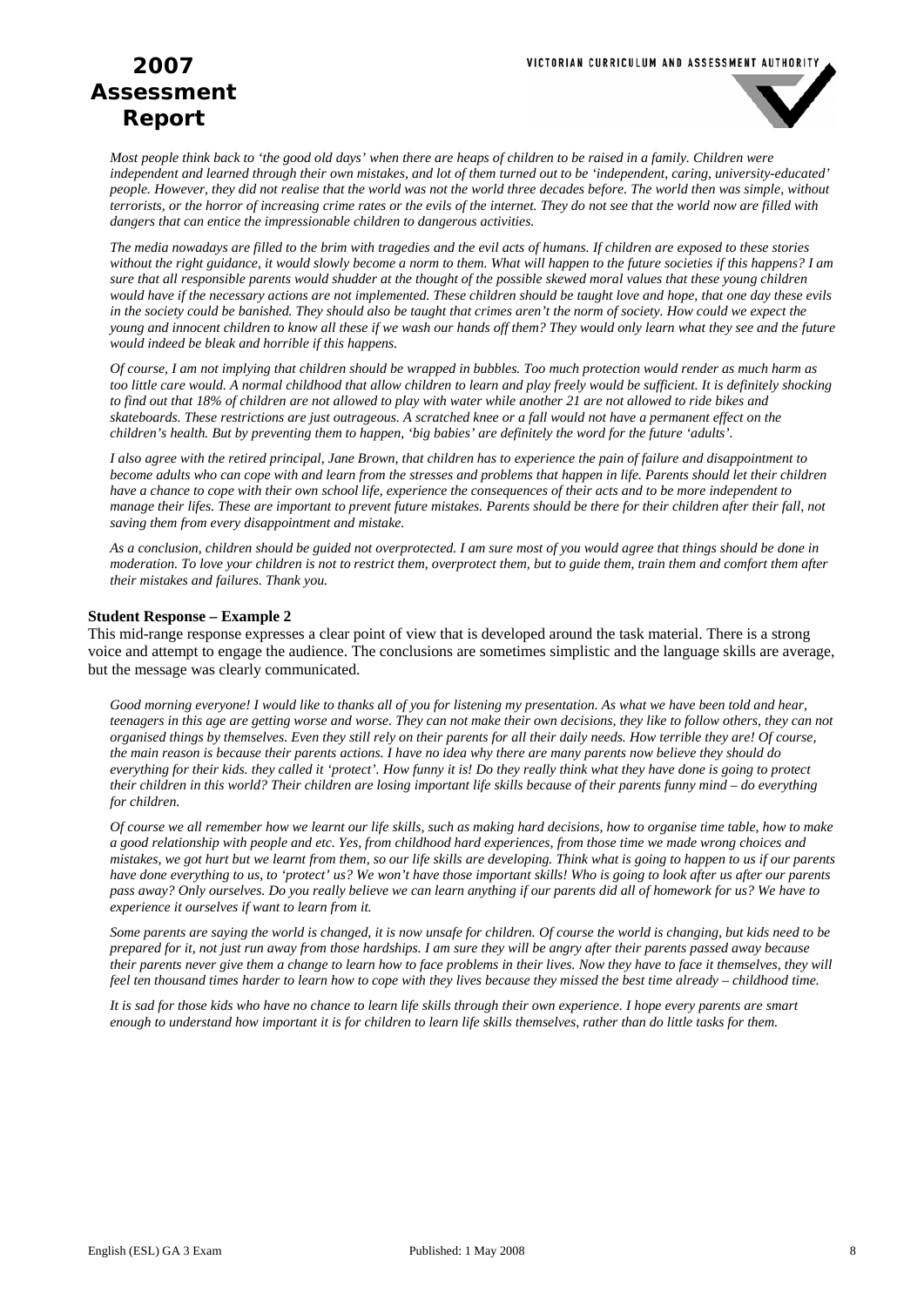*Most people think back to 'the good old days' when there are heaps of children to be raised in a family. Children were independent and learned through their own mistakes, and lot of them turned out to be 'independent, caring, university-educated' people. However, they did not realise that the world was not the world three decades before. The world then was simple, without terrorists, or the horror of increasing crime rates or the evils of the internet. They do not see that the world now are filled with dangers that can entice the impressionable children to dangerous activities.*

*The media nowadays are filled to the brim with tragedies and the evil acts of humans. If children are exposed to these stories without the right guidance, it would slowly become a norm to them. What will happen to the future societies if this happens? I am sure that all responsible parents would shudder at the thought of the possible skewed moral values that these young children would have if the necessary actions are not implemented. These children should be taught love and hope, that one day these evils in the society could be banished. They should also be taught that crimes aren't the norm of society. How could we expect the young and innocent children to know all these if we wash our hands off them? They would only learn what they see and the future would indeed be bleak and horrible if this happens.*

*Of course, I am not implying that children should be wrapped in bubbles. Too much protection would render as much harm as too little care would. A normal childhood that allow children to learn and play freely would be sufficient. It is definitely shocking to find out that 18% of children are not allowed to play with water while another 21 are not allowed to ride bikes and skateboards. These restrictions are just outrageous. A scratched knee or a fall would not have a permanent effect on the children's health. But by preventing them to happen, 'big babies' are definitely the word for the future 'adults'.*

*I also agree with the retired principal, Jane Brown, that children has to experience the pain of failure and disappointment to become adults who can cope with and learn from the stresses and problems that happen in life. Parents should let their children have a chance to cope with their own school life, experience the consequences of their acts and to be more independent to manage their lifes. These are important to prevent future mistakes. Parents should be there for their children after their fall, not saving them from every disappointment and mistake.*

*As a conclusion, children should be guided not overprotected. I am sure most of you would agree that things should be done in moderation. To love your children is not to restrict them, overprotect them, but to guide them, train them and comfort them after their mistakes and failures. Thank you.*

**Student Response – Example 2**

This mid-range response expresses a clear point of view that is developed around the task material. There is a strong voice and attempt to engage the audience. The conclusions are sometimes simplistic and the language skills are average, but the message was clearly communicated.

*Good morning everyone! I would like to thanks all of you for listening my presentation. As what we have been told and hear, teenagers in this age are getting worse and worse. They can not make their own decisions, they like to follow others, they can not organised things by themselves. Even they still rely on their parents for all their daily needs. How terrible they are! Of course, the main reason is because their parents actions. I have no idea why there are many parents now believe they should do everything for their kids. they called it 'protect'. How funny it is! Do they really think what they have done is going to protect their children in this world? Their children are losing important life skills because of their parents funny mind – do everything for children.*

*Of course we all remember how we learnt our life skills, such as making hard decisions, how to organise time table, how to make a good relationship with people and etc. Yes, from childhood hard experiences, from those time we made wrong choices and mistakes, we got hurt but we learnt from them, so our life skills are developing. Think what is going to happen to us if our parents have done everything to us, to 'protect' us? We won't have those important skills! Who is going to look after us after our parents pass away? Only ourselves. Do you really believe we can learn anything if our parents did all of homework for us? We have to experience it ourselves if want to learn from it.*

*Some parents are saying the world is changed, it is now unsafe for children. Of course the world is changing, but kids need to be prepared for it, not just run away from those hardships. I am sure they will be angry after their parents passed away because their parents never give them a change to learn how to face problems in their lives. Now they have to face it themselves, they will feel ten thousand times harder to learn how to cope with they lives because they missed the best time already – childhood time.*

*It is sad for those kids who have no chance to learn life skills through their own experience. I hope every parents are smart enough to understand how important it is for children to learn life skills themselves, rather than do little tasks for them.*